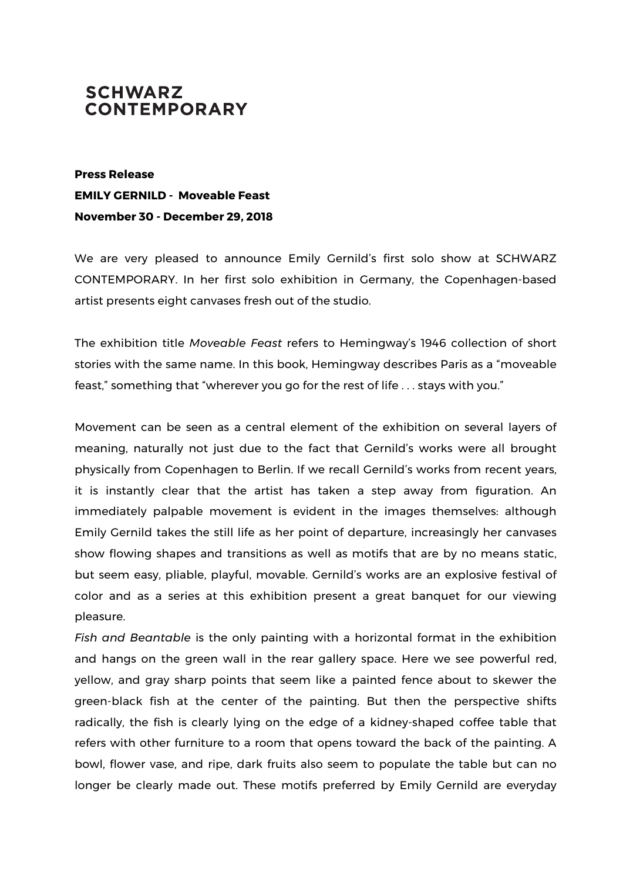**SCHWARZ CONTEMPORARY**

**Press Release**
**EMILY GERNILD - Moveable Feast**
**November 30 - December 29, 2018**

We are very pleased to announce Emily Gernild's first solo show at SCHWARZ CONTEMPORARY. In her first solo exhibition in Germany, the Copenhagen-based artist presents eight canvases fresh out of the studio.

The exhibition title *Moveable Feast* refers to Hemingway's 1946 collection of short stories with the same name. In this book, Hemingway describes Paris as a "moveable feast," something that "wherever you go for the rest of life . . . stays with you."

Movement can be seen as a central element of the exhibition on several layers of meaning, naturally not just due to the fact that Gernild's works were all brought physically from Copenhagen to Berlin. If we recall Gernild's works from recent years, it is instantly clear that the artist has taken a step away from figuration. An immediately palpable movement is evident in the images themselves: although Emily Gernild takes the still life as her point of departure, increasingly her canvases show flowing shapes and transitions as well as motifs that are by no means static, but seem easy, pliable, playful, movable. Gernild's works are an explosive festival of color and as a series at this exhibition present a great banquet for our viewing pleasure.

*Fish and Beantable* is the only painting with a horizontal format in the exhibition and hangs on the green wall in the rear gallery space. Here we see powerful red, yellow, and gray sharp points that seem like a painted fence about to skewer the green-black fish at the center of the painting. But then the perspective shifts radically, the fish is clearly lying on the edge of a kidney-shaped coffee table that refers with other furniture to a room that opens toward the back of the painting. A bowl, flower vase, and ripe, dark fruits also seem to populate the table but can no longer be clearly made out. These motifs preferred by Emily Gernild are everyday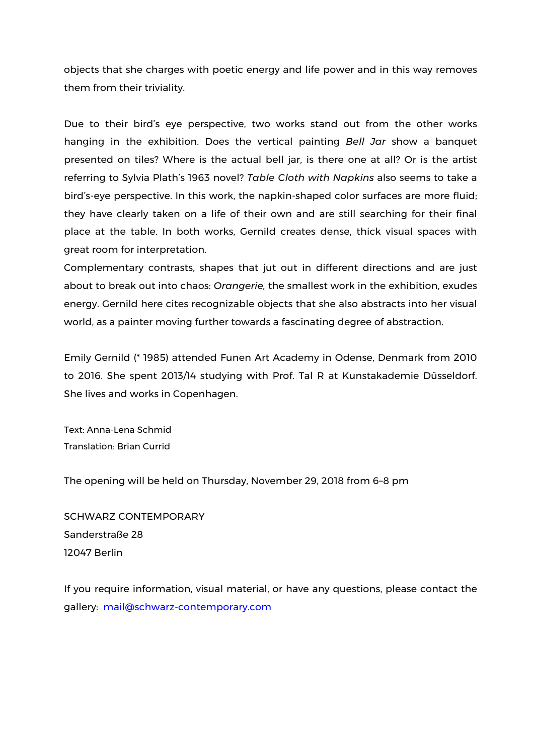objects that she charges with poetic energy and life power and in this way removes them from their triviality.

Due to their bird's eye perspective, two works stand out from the other works hanging in the exhibition. Does the vertical painting *Bell Jar* show a banquet presented on tiles? Where is the actual bell jar, is there one at all? Or is the artist referring to Sylvia Plath's 1963 novel? *Table Cloth with Napkins* also seems to take a bird's-eye perspective. In this work, the napkin-shaped color surfaces are more fluid; they have clearly taken on a life of their own and are still searching for their final place at the table. In both works, Gernild creates dense, thick visual spaces with great room for interpretation.
Complementary contrasts, shapes that jut out in different directions and are just about to break out into chaos: *Orangerie*, the smallest work in the exhibition, exudes energy. Gernild here cites recognizable objects that she also abstracts into her visual world, as a painter moving further towards a fascinating degree of abstraction.

Emily Gernild (* 1985) attended Funen Art Academy in Odense, Denmark from 2010 to 2016. She spent 2013/14 studying with Prof. Tal R at Kunstakademie Düsseldorf. She lives and works in Copenhagen.

Text: Anna-Lena Schmid
Translation: Brian Currid

The opening will be held on Thursday, November 29, 2018 from 6–8 pm

SCHWARZ CONTEMPORARY
Sanderstraße 28
12047 Berlin

If you require information, visual material, or have any questions, please contact the gallery: mail@schwarz-contemporary.com